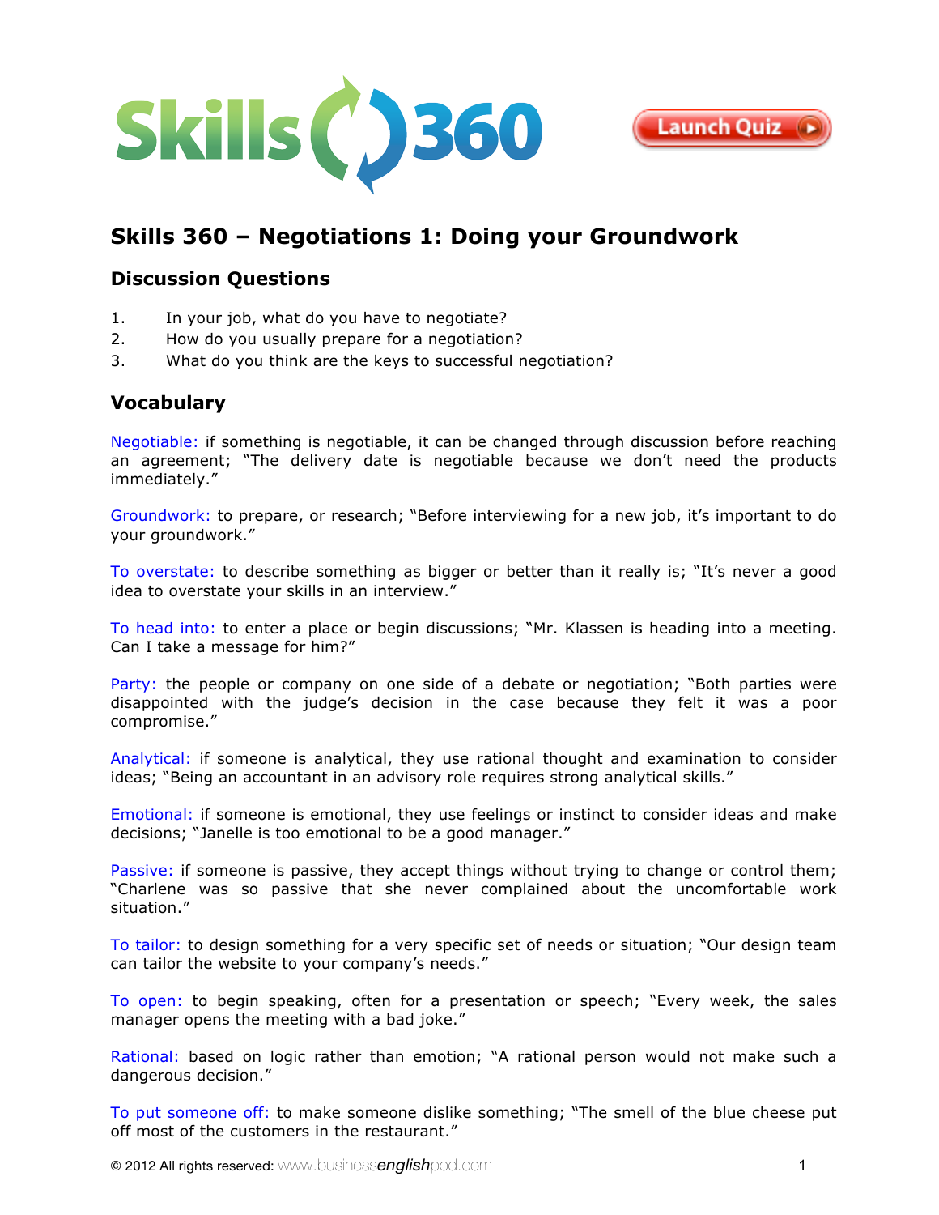## Skills 360 – Negotiations 1: Doing your Groundwork

### Discussion Questions

1. In your job, what do you have to negotiate?
2. How do you usually prepare for a negotiation?
3. What do you think are the keys to successful negotiation?

### Vocabulary

Negotiable: if something is negotiable, it can be changed through discussion before reaching an agreement; "The delivery date is negotiable because we don't need the products immediately."

Groundwork: to prepare, or research; "Before interviewing for a new job, it's important to do your groundwork."

To overstate: to describe something as bigger or better than it really is; "It's never a good idea to overstate your skills in an interview."

To head into: to enter a place or begin discussions; "Mr. Klassen is heading into a meeting. Can I take a message for him?"

Party: the people or company on one side of a debate or negotiation; "Both parties were disappointed with the judge's decision in the case because they felt it was a poor compromise."

Analytical: if someone is analytical, they use rational thought and examination to consider ideas; "Being an accountant in an advisory role requires strong analytical skills."

Emotional: if someone is emotional, they use feelings or instinct to consider ideas and make decisions; "Janelle is too emotional to be a good manager."

Passive: if someone is passive, they accept things without trying to change or control them; "Charlene was so passive that she never complained about the uncomfortable work situation."

To tailor: to design something for a very specific set of needs or situation; "Our design team can tailor the website to your company's needs."

To open: to begin speaking, often for a presentation or speech; "Every week, the sales manager opens the meeting with a bad joke."

Rational: based on logic rather than emotion; "A rational person would not make such a dangerous decision."

To put someone off: to make someone dislike something; "The smell of the blue cheese put off most of the customers in the restaurant."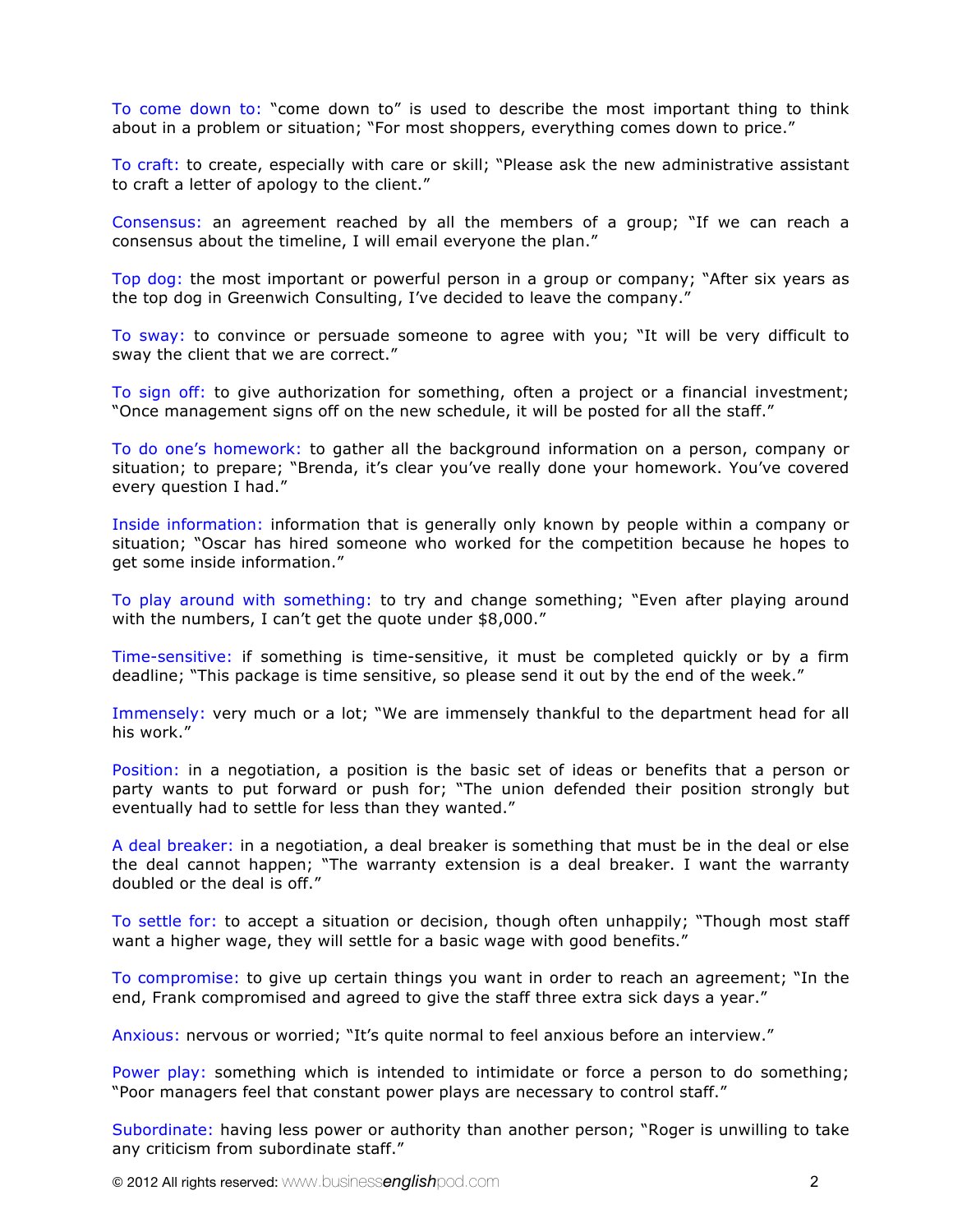To come down to: "come down to" is used to describe the most important thing to think about in a problem or situation; "For most shoppers, everything comes down to price."

To craft: to create, especially with care or skill; "Please ask the new administrative assistant to craft a letter of apology to the client."

Consensus: an agreement reached by all the members of a group; "If we can reach a consensus about the timeline, I will email everyone the plan."

Top dog: the most important or powerful person in a group or company; "After six years as the top dog in Greenwich Consulting, I've decided to leave the company."

To sway: to convince or persuade someone to agree with you; "It will be very difficult to sway the client that we are correct."

To sign off: to give authorization for something, often a project or a financial investment; "Once management signs off on the new schedule, it will be posted for all the staff."

To do one's homework: to gather all the background information on a person, company or situation; to prepare; "Brenda, it's clear you've really done your homework. You've covered every question I had."

Inside information: information that is generally only known by people within a company or situation; "Oscar has hired someone who worked for the competition because he hopes to get some inside information."

To play around with something: to try and change something; "Even after playing around with the numbers, I can't get the quote under $8,000."

Time-sensitive: if something is time-sensitive, it must be completed quickly or by a firm deadline; "This package is time sensitive, so please send it out by the end of the week."

Immensely: very much or a lot; "We are immensely thankful to the department head for all his work."

Position: in a negotiation, a position is the basic set of ideas or benefits that a person or party wants to put forward or push for; "The union defended their position strongly but eventually had to settle for less than they wanted."

A deal breaker: in a negotiation, a deal breaker is something that must be in the deal or else the deal cannot happen; "The warranty extension is a deal breaker. I want the warranty doubled or the deal is off."

To settle for: to accept a situation or decision, though often unhappily; "Though most staff want a higher wage, they will settle for a basic wage with good benefits."

To compromise: to give up certain things you want in order to reach an agreement; "In the end, Frank compromised and agreed to give the staff three extra sick days a year."

Anxious: nervous or worried; "It's quite normal to feel anxious before an interview."

Power play: something which is intended to intimidate or force a person to do something; "Poor managers feel that constant power plays are necessary to control staff."

Subordinate: having less power or authority than another person; "Roger is unwilling to take any criticism from subordinate staff."

© 2012 All rights reserved: www.businessenglishpod.com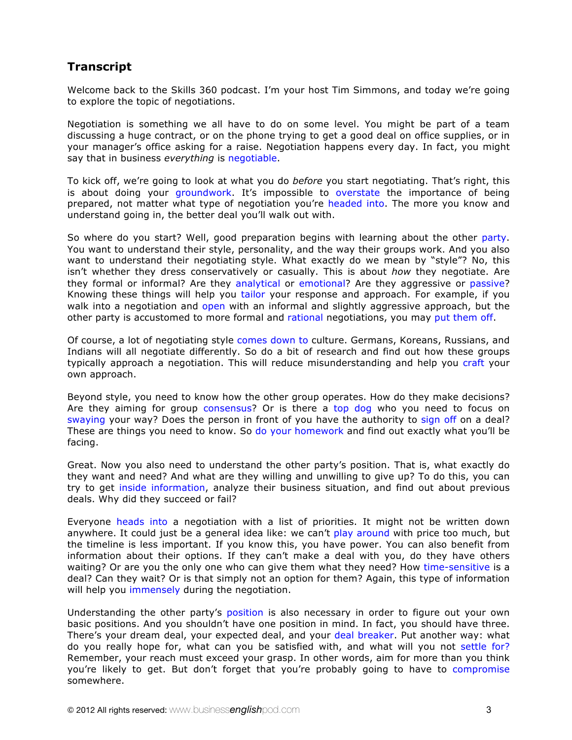## Transcript

Welcome back to the Skills 360 podcast. I'm your host Tim Simmons, and today we're going to explore the topic of negotiations.

Negotiation is something we all have to do on some level. You might be part of a team discussing a huge contract, or on the phone trying to get a good deal on office supplies, or in your manager's office asking for a raise. Negotiation happens every day. In fact, you might say that in business *everything* is negotiable.

To kick off, we're going to look at what you do *before* you start negotiating. That's right, this is about doing your groundwork. It's impossible to overstate the importance of being prepared, not matter what type of negotiation you're headed into. The more you know and understand going in, the better deal you'll walk out with.

So where do you start? Well, good preparation begins with learning about the other party. You want to understand their style, personality, and the way their groups work. And you also want to understand their negotiating style. What exactly do we mean by "style"? No, this isn't whether they dress conservatively or casually. This is about *how* they negotiate. Are they formal or informal? Are they analytical or emotional? Are they aggressive or passive? Knowing these things will help you tailor your response and approach. For example, if you walk into a negotiation and open with an informal and slightly aggressive approach, but the other party is accustomed to more formal and rational negotiations, you may put them off.

Of course, a lot of negotiating style comes down to culture. Germans, Koreans, Russians, and Indians will all negotiate differently. So do a bit of research and find out how these groups typically approach a negotiation. This will reduce misunderstanding and help you craft your own approach.

Beyond style, you need to know how the other group operates. How do they make decisions? Are they aiming for group consensus? Or is there a top dog who you need to focus on swaying your way? Does the person in front of you have the authority to sign off on a deal? These are things you need to know. So do your homework and find out exactly what you'll be facing.

Great. Now you also need to understand the other party's position. That is, what exactly do they want and need? And what are they willing and unwilling to give up? To do this, you can try to get inside information, analyze their business situation, and find out about previous deals. Why did they succeed or fail?

Everyone heads into a negotiation with a list of priorities. It might not be written down anywhere. It could just be a general idea like: we can't play around with price too much, but the timeline is less important. If you know this, you have power. You can also benefit from information about their options. If they can't make a deal with you, do they have others waiting? Or are you the only one who can give them what they need? How time-sensitive is a deal? Can they wait? Or is that simply not an option for them? Again, this type of information will help you immensely during the negotiation.

Understanding the other party's position is also necessary in order to figure out your own basic positions. And you shouldn't have one position in mind. In fact, you should have three. There's your dream deal, your expected deal, and your deal breaker. Put another way: what do you really hope for, what can you be satisfied with, and what will you not settle for? Remember, your reach must exceed your grasp. In other words, aim for more than you think you're likely to get. But don't forget that you're probably going to have to compromise somewhere.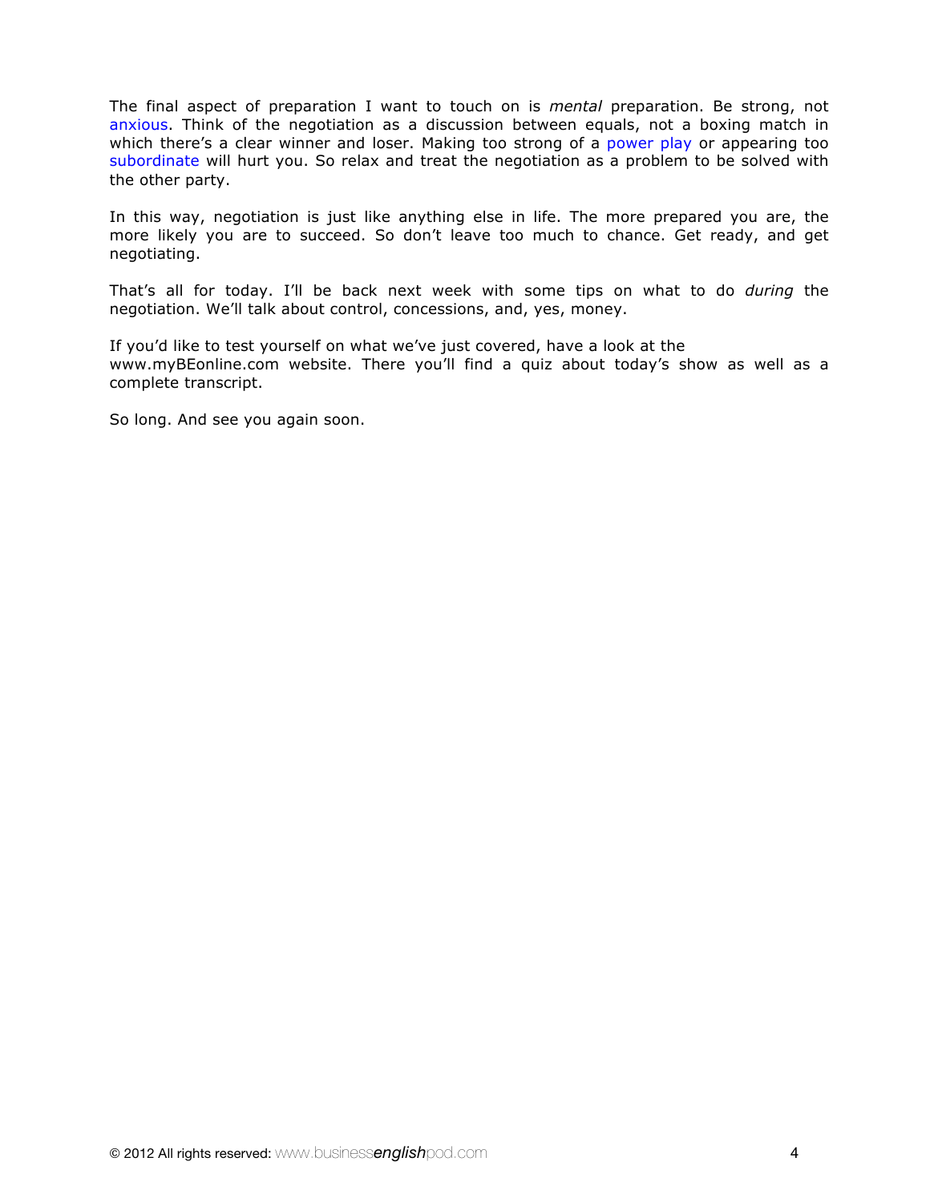The final aspect of preparation I want to touch on is *mental* preparation. Be strong, not anxious. Think of the negotiation as a discussion between equals, not a boxing match in which there's a clear winner and loser. Making too strong of a power play or appearing too subordinate will hurt you. So relax and treat the negotiation as a problem to be solved with the other party.

In this way, negotiation is just like anything else in life. The more prepared you are, the more likely you are to succeed. So don't leave too much to chance. Get ready, and get negotiating.

That's all for today. I'll be back next week with some tips on what to do *during* the negotiation. We'll talk about control, concessions, and, yes, money.

If you'd like to test yourself on what we've just covered, have a look at the www.myBEonline.com website. There you'll find a quiz about today's show as well as a complete transcript.

So long. And see you again soon.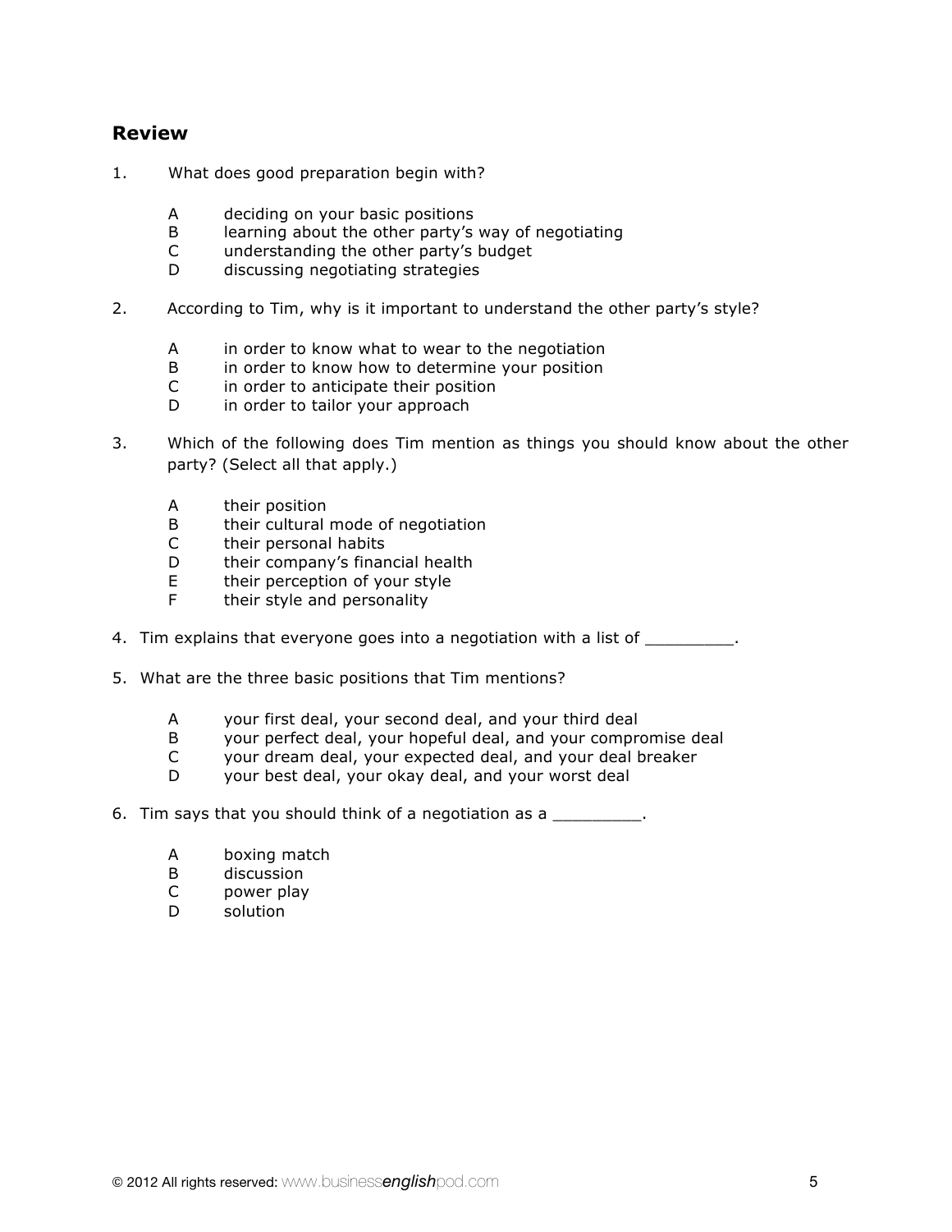## Review

1. What does good preparation begin with?

   A deciding on your basic positions
   B learning about the other party's way of negotiating
   C understanding the other party's budget
   D discussing negotiating strategies

2. According to Tim, why is it important to understand the other party's style?

   A in order to know what to wear to the negotiation
   B in order to know how to determine your position
   C in order to anticipate their position
   D in order to tailor your approach

3. Which of the following does Tim mention as things you should know about the other party? (Select all that apply.)

   A their position
   B their cultural mode of negotiation
   C their personal habits
   D their company's financial health
   E their perception of your style
   F their style and personality

4. Tim explains that everyone goes into a negotiation with a list of _________.

5. What are the three basic positions that Tim mentions?

   A your first deal, your second deal, and your third deal
   B your perfect deal, your hopeful deal, and your compromise deal
   C your dream deal, your expected deal, and your deal breaker
   D your best deal, your okay deal, and your worst deal

6. Tim says that you should think of a negotiation as a _________.

   A boxing match
   B discussion
   C power play
   D solution

© 2012 All rights reserved: www.businessenglishpod.com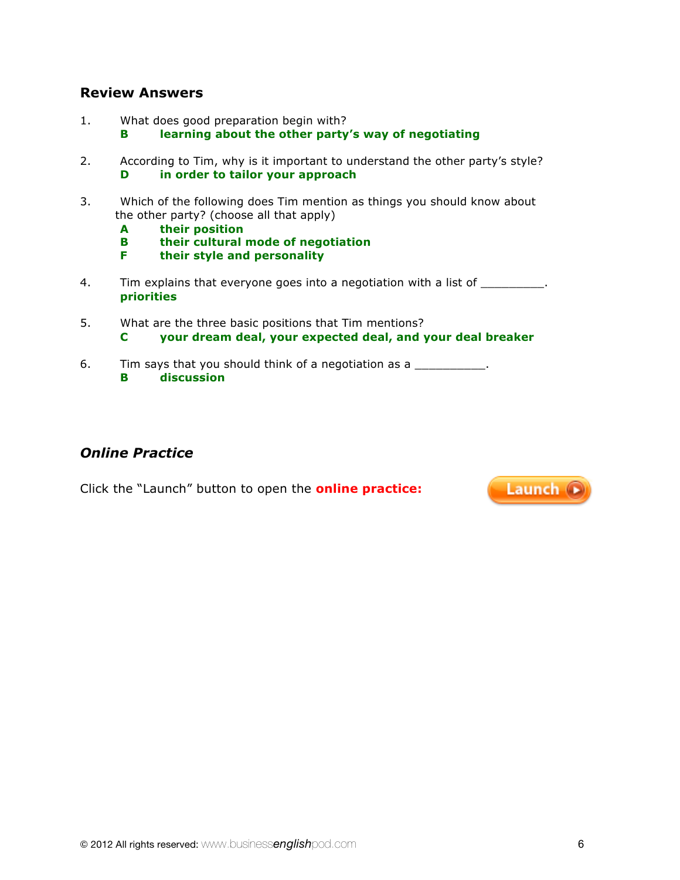## Review Answers

1. What does good preparation begin with?
   **B learning about the other party's way of negotiating**

2. According to Tim, why is it important to understand the other party's style?
   **D in order to tailor your approach**

3. Which of the following does Tim mention as things you should know about the other party? (choose all that apply)
   **A their position**
   **B their cultural mode of negotiation**
   **F their style and personality**

4. Tim explains that everyone goes into a negotiation with a list of _________.
   **priorities**

5. What are the three basic positions that Tim mentions?
   **C your dream deal, your expected deal, and your deal breaker**

6. Tim says that you should think of a negotiation as a __________.
   **B discussion**

### *Online Practice*

Click the "Launch" button to open the **online practice:**

Launch